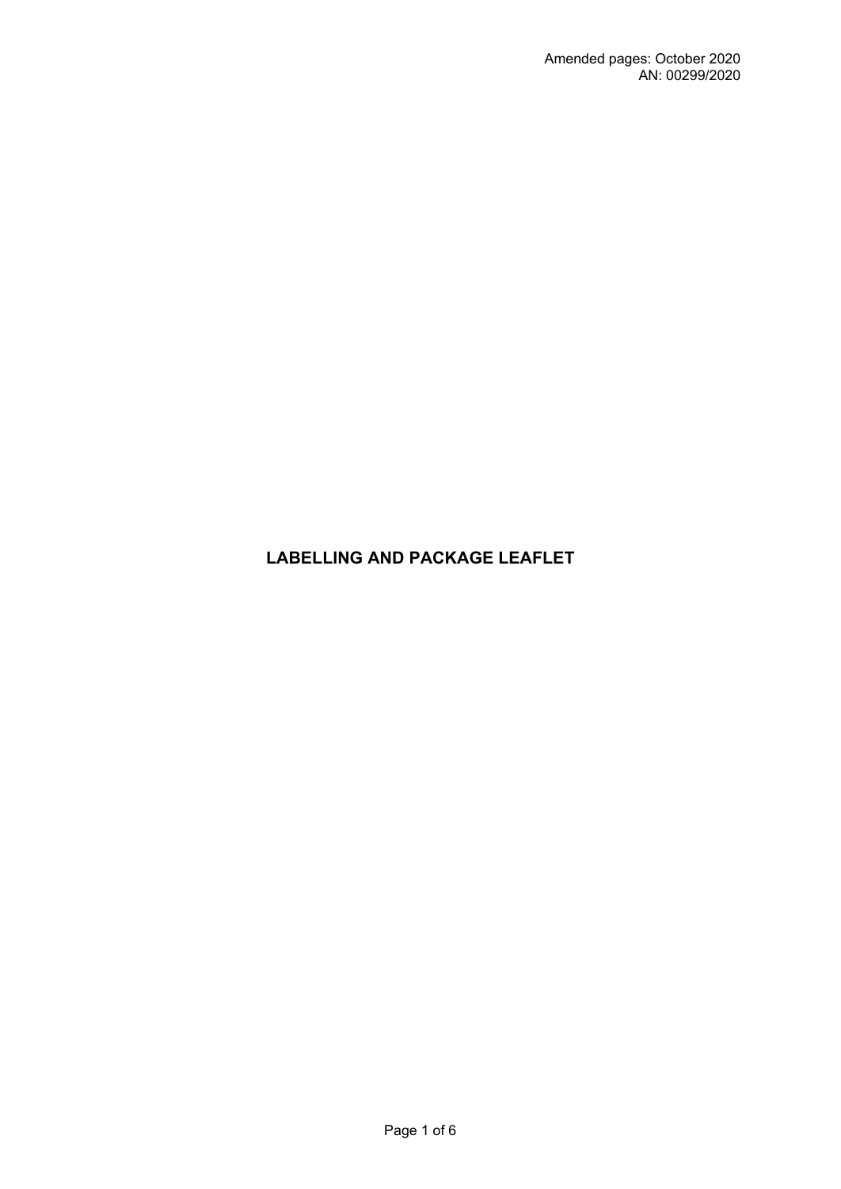Amended pages: October 2020
AN: 00299/2020

# LABELLING AND PACKAGE LEAFLET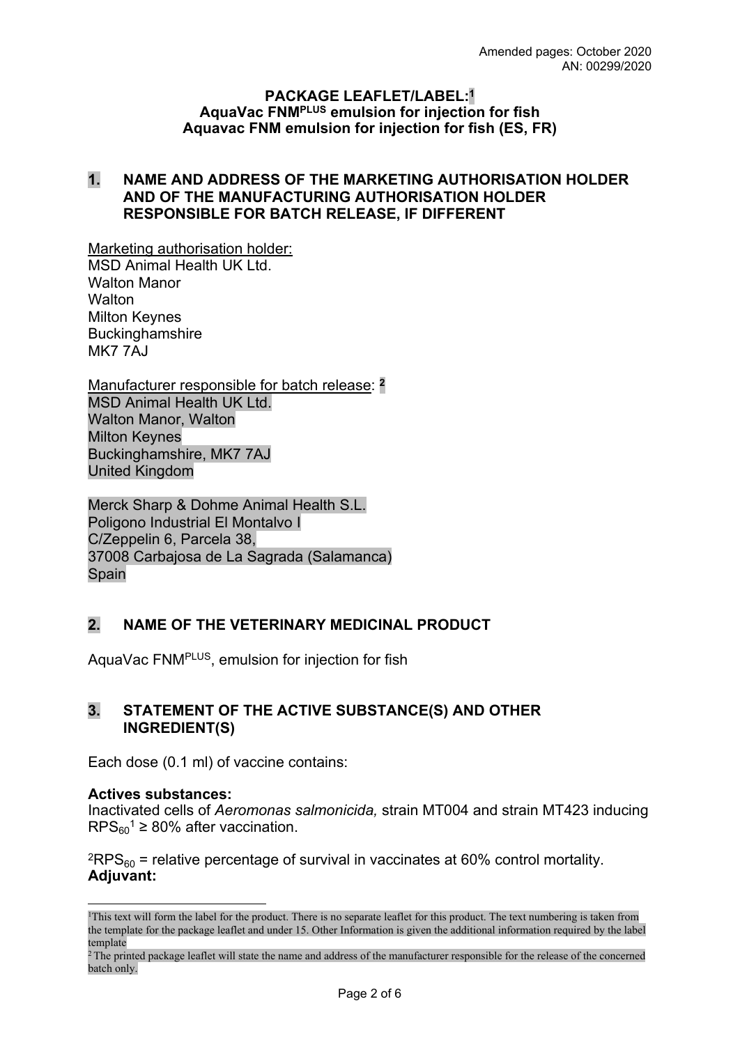Amended pages: October 2020
AN: 00299/2020

**PACKAGE LEAFLET/LABEL:[1]**
**AquaVac FNM$^{PLUS}$ emulsion for injection for fish**
**Aquavac FNM emulsion for injection for fish (ES, FR)**

## 1. NAME AND ADDRESS OF THE MARKETING AUTHORISATION HOLDER AND OF THE MANUFACTURING AUTHORISATION HOLDER RESPONSIBLE FOR BATCH RELEASE, IF DIFFERENT

Marketing authorisation holder:
MSD Animal Health UK Ltd.
Walton Manor
Walton
Milton Keynes
Buckinghamshire
MK7 7AJ

Manufacturer responsible for batch release: [2]
MSD Animal Health UK Ltd.
Walton Manor, Walton
Milton Keynes
Buckinghamshire, MK7 7AJ
United Kingdom

Merck Sharp & Dohme Animal Health S.L.
Poligono Industrial El Montalvo I
C/Zeppelin 6, Parcela 38,
37008 Carbajosa de La Sagrada (Salamanca)
Spain

## 2. NAME OF THE VETERINARY MEDICINAL PRODUCT

AquaVac FNM$^{PLUS}$, emulsion for injection for fish

## 3. STATEMENT OF THE ACTIVE SUBSTANCE(S) AND OTHER INGREDIENT(S)

Each dose (0.1 ml) of vaccine contains:

**Actives substances:**
Inactivated cells of *Aeromonas salmonicida,* strain MT004 and strain MT423 inducing $RPS_{60}$[1] ≥ 80% after vaccination.

[2]$RPS_{60}$ = relative percentage of survival in vaccinates at 60% control mortality.
**Adjuvant:**

[1] This text will form the label for the product. There is no separate leaflet for this product. The text numbering is taken from the template for the package leaflet and under 15. Other Information is given the additional information required by the label template

[2] The printed package leaflet will state the name and address of the manufacturer responsible for the release of the concerned batch only.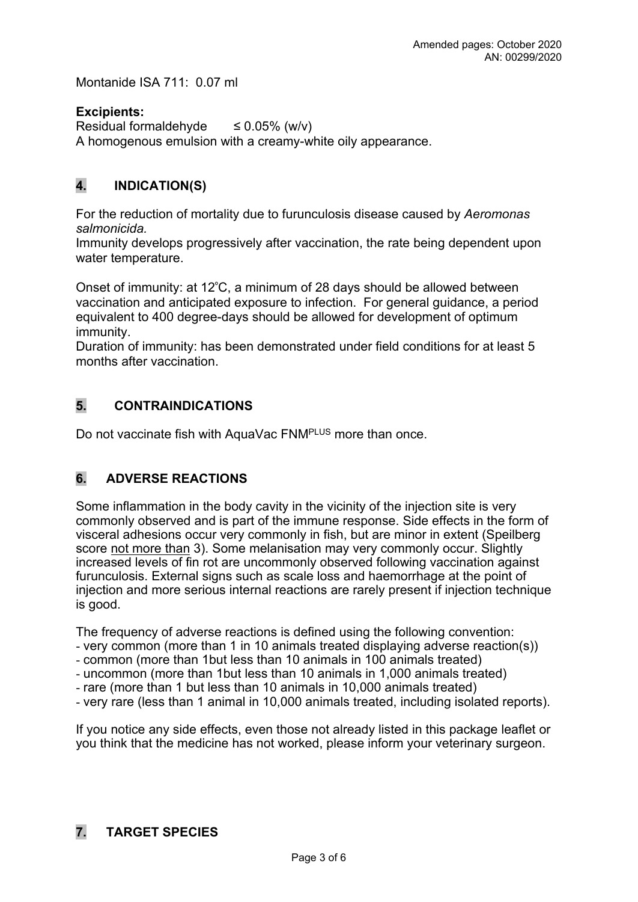Montanide ISA 711: 0.07 ml

**Excipients:**
Residual formaldehyde ≤ 0.05% (w/v)
A homogenous emulsion with a creamy-white oily appearance.

## 4. INDICATION(S)

For the reduction of mortality due to furunculosis disease caused by *Aeromonas salmonicida.*
Immunity develops progressively after vaccination, the rate being dependent upon water temperature.

Onset of immunity: at 12°C, a minimum of 28 days should be allowed between vaccination and anticipated exposure to infection. For general guidance, a period equivalent to 400 degree-days should be allowed for development of optimum immunity.
Duration of immunity: has been demonstrated under field conditions for at least 5 months after vaccination.

## 5. CONTRAINDICATIONS

Do not vaccinate fish with AquaVac FNM$^{PLUS}$ more than once.

## 6. ADVERSE REACTIONS

Some inflammation in the body cavity in the vicinity of the injection site is very commonly observed and is part of the immune response. Side effects in the form of visceral adhesions occur very commonly in fish, but are minor in extent (Speilberg score <u>not more than</u> 3). Some melanisation may very commonly occur. Slightly increased levels of fin rot are uncommonly observed following vaccination against furunculosis. External signs such as scale loss and haemorrhage at the point of injection and more serious internal reactions are rarely present if injection technique is good.

The frequency of adverse reactions is defined using the following convention:
- very common (more than 1 in 10 animals treated displaying adverse reaction(s))
- common (more than 1but less than 10 animals in 100 animals treated)
- uncommon (more than 1but less than 10 animals in 1,000 animals treated)
- rare (more than 1 but less than 10 animals in 10,000 animals treated)
- very rare (less than 1 animal in 10,000 animals treated, including isolated reports).

If you notice any side effects, even those not already listed in this package leaflet or you think that the medicine has not worked, please inform your veterinary surgeon.

## 7. TARGET SPECIES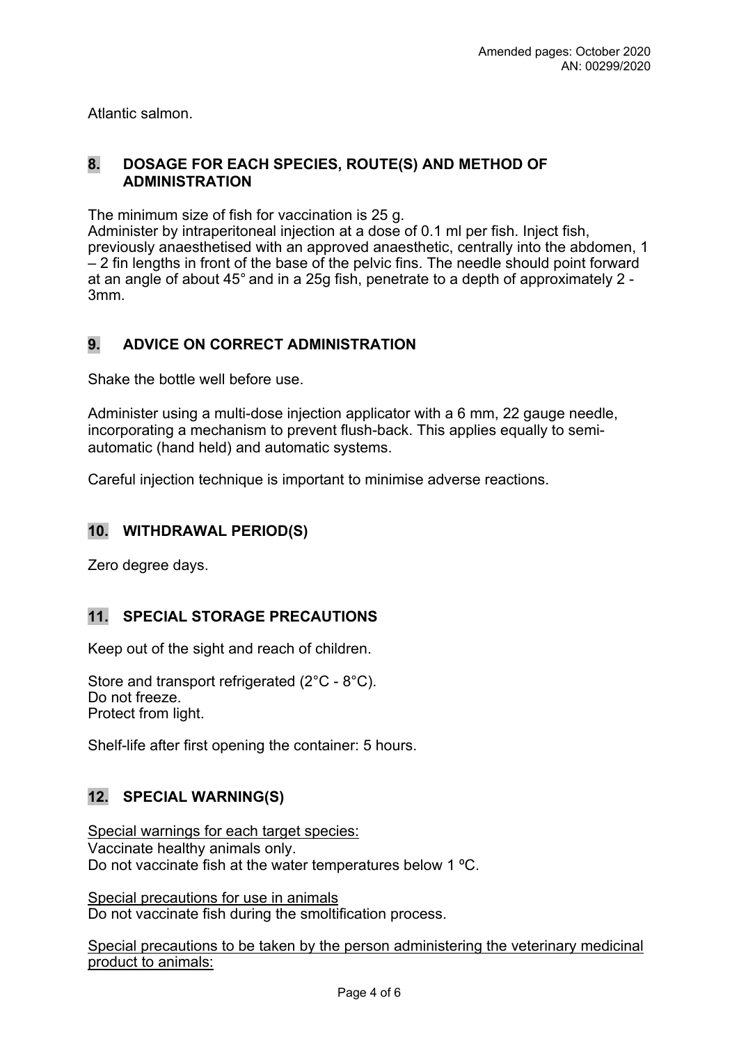Atlantic salmon.

## 8. DOSAGE FOR EACH SPECIES, ROUTE(S) AND METHOD OF ADMINISTRATION

The minimum size of fish for vaccination is 25 g.
Administer by intraperitoneal injection at a dose of 0.1 ml per fish. Inject fish, previously anaesthetised with an approved anaesthetic, centrally into the abdomen, 1 – 2 fin lengths in front of the base of the pelvic fins. The needle should point forward at an angle of about 45° and in a 25g fish, penetrate to a depth of approximately 2 - 3mm.

## 9. ADVICE ON CORRECT ADMINISTRATION

Shake the bottle well before use.

Administer using a multi-dose injection applicator with a 6 mm, 22 gauge needle, incorporating a mechanism to prevent flush-back. This applies equally to semi-automatic (hand held) and automatic systems.

Careful injection technique is important to minimise adverse reactions.

## 10. WITHDRAWAL PERIOD(S)

Zero degree days.

## 11. SPECIAL STORAGE PRECAUTIONS

Keep out of the sight and reach of children.

Store and transport refrigerated (2°C - 8°C).
Do not freeze.
Protect from light.

Shelf-life after first opening the container: 5 hours.

## 12. SPECIAL WARNING(S)

Special warnings for each target species:
Vaccinate healthy animals only.
Do not vaccinate fish at the water temperatures below 1 ºC.

Special precautions for use in animals
Do not vaccinate fish during the smoltification process.

Special precautions to be taken by the person administering the veterinary medicinal product to animals: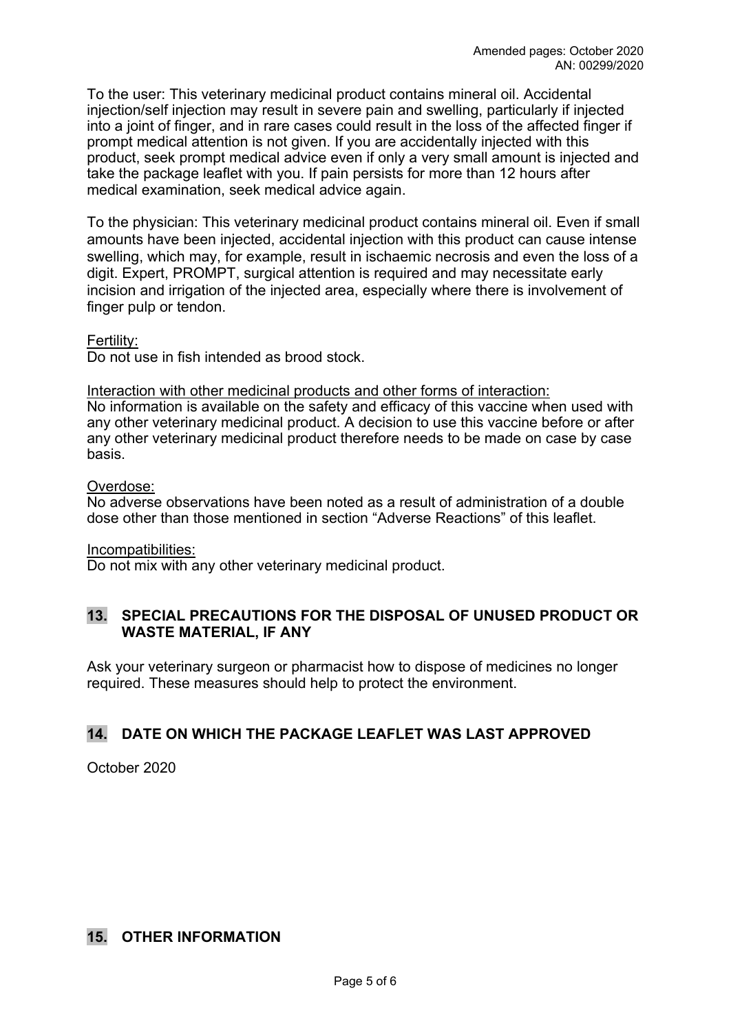To the user: This veterinary medicinal product contains mineral oil. Accidental injection/self injection may result in severe pain and swelling, particularly if injected into a joint of finger, and in rare cases could result in the loss of the affected finger if prompt medical attention is not given. If you are accidentally injected with this product, seek prompt medical advice even if only a very small amount is injected and take the package leaflet with you. If pain persists for more than 12 hours after medical examination, seek medical advice again.

To the physician: This veterinary medicinal product contains mineral oil. Even if small amounts have been injected, accidental injection with this product can cause intense swelling, which may, for example, result in ischaemic necrosis and even the loss of a digit. Expert, PROMPT, surgical attention is required and may necessitate early incision and irrigation of the injected area, especially where there is involvement of finger pulp or tendon.

Fertility:
Do not use in fish intended as brood stock.

Interaction with other medicinal products and other forms of interaction:
No information is available on the safety and efficacy of this vaccine when used with any other veterinary medicinal product. A decision to use this vaccine before or after any other veterinary medicinal product therefore needs to be made on case by case basis.

Overdose:
No adverse observations have been noted as a result of administration of a double dose other than those mentioned in section “Adverse Reactions” of this leaflet.

Incompatibilities:
Do not mix with any other veterinary medicinal product.

## 13. SPECIAL PRECAUTIONS FOR THE DISPOSAL OF UNUSED PRODUCT OR WASTE MATERIAL, IF ANY

Ask your veterinary surgeon or pharmacist how to dispose of medicines no longer required. These measures should help to protect the environment.

## 14. DATE ON WHICH THE PACKAGE LEAFLET WAS LAST APPROVED

October 2020

## 15. OTHER INFORMATION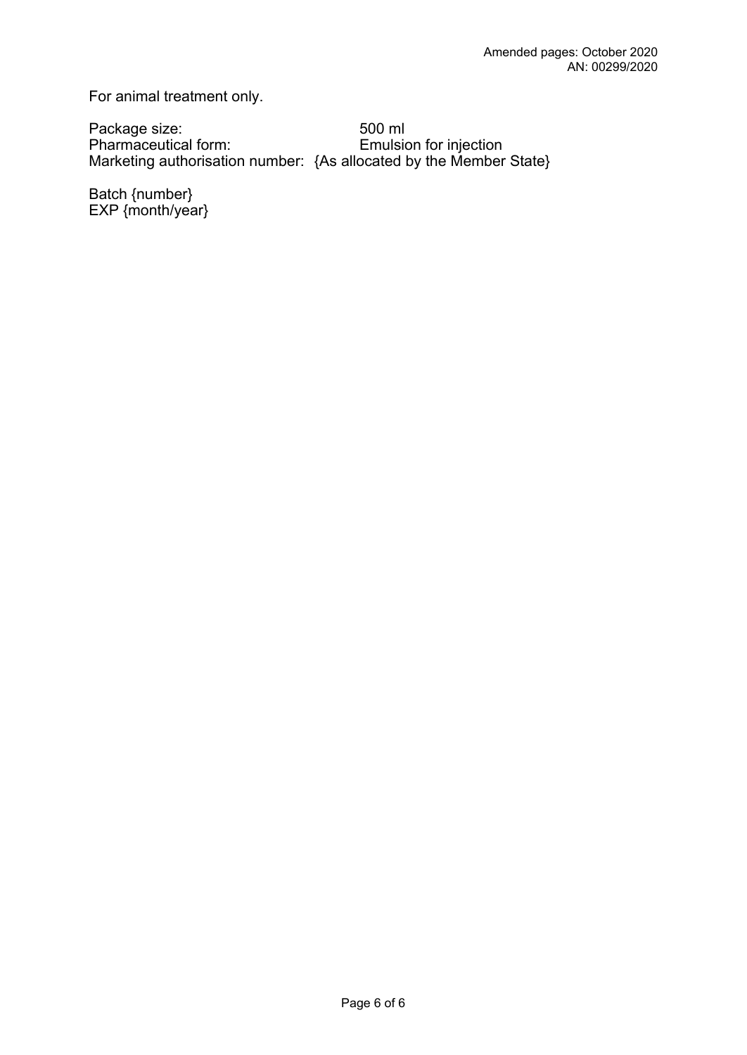For animal treatment only.

Package size: 500 ml
Pharmaceutical form: Emulsion for injection
Marketing authorisation number: {As allocated by the Member State}

Batch {number}
EXP {month/year}